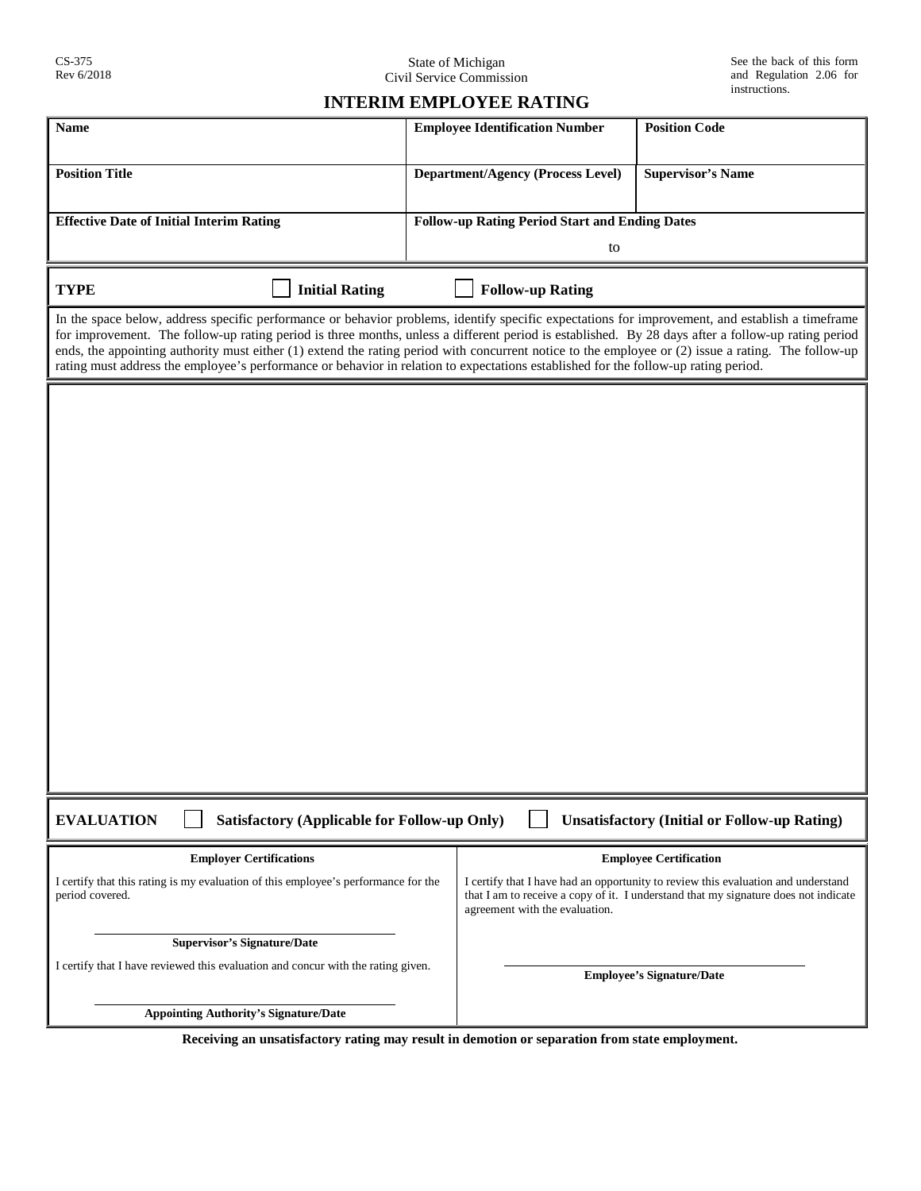CS-375
Rev 6/2018

State of Michigan
Civil Service Commission

See the back of this form and Regulation 2.06 for instructions.

# INTERIM EMPLOYEE RATING

| **Name** | **Employee Identification Number** | **Position Code** |
|---|---|---|
| **Position Title** | **Department/Agency (Process Level)** | **Supervisor's Name** |
| **Effective Date of Initial Interim Rating** | **Follow-up Rating Period Start and Ending Dates** to | |

**TYPE** ☐ **Initial Rating** ☐ **Follow-up Rating**

In the space below, address specific performance or behavior problems, identify specific expectations for improvement, and establish a timeframe for improvement. The follow-up rating period is three months, unless a different period is established. By 28 days after a follow-up rating period ends, the appointing authority must either (1) extend the rating period with concurrent notice to the employee or (2) issue a rating. The follow-up rating must address the employee's performance or behavior in relation to expectations established for the follow-up rating period.

**EVALUATION** ☐ **Satisfactory (Applicable for Follow-up Only)** ☐ **Unsatisfactory (Initial or Follow-up Rating)**

| **Employer Certifications** | **Employee Certification** |
|---|---|
| I certify that this rating is my evaluation of this employee's performance for the period covered.<br><br>______________________<br>**Supervisor's Signature/Date**<br><br>I certify that I have reviewed this evaluation and concur with the rating given.<br><br>______________________<br>**Appointing Authority's Signature/Date** | I certify that I have had an opportunity to review this evaluation and understand that I am to receive a copy of it. I understand that my signature does not indicate agreement with the evaluation.<br><br>______________________<br>**Employee's Signature/Date** |

**Receiving an unsatisfactory rating may result in demotion or separation from state employment.**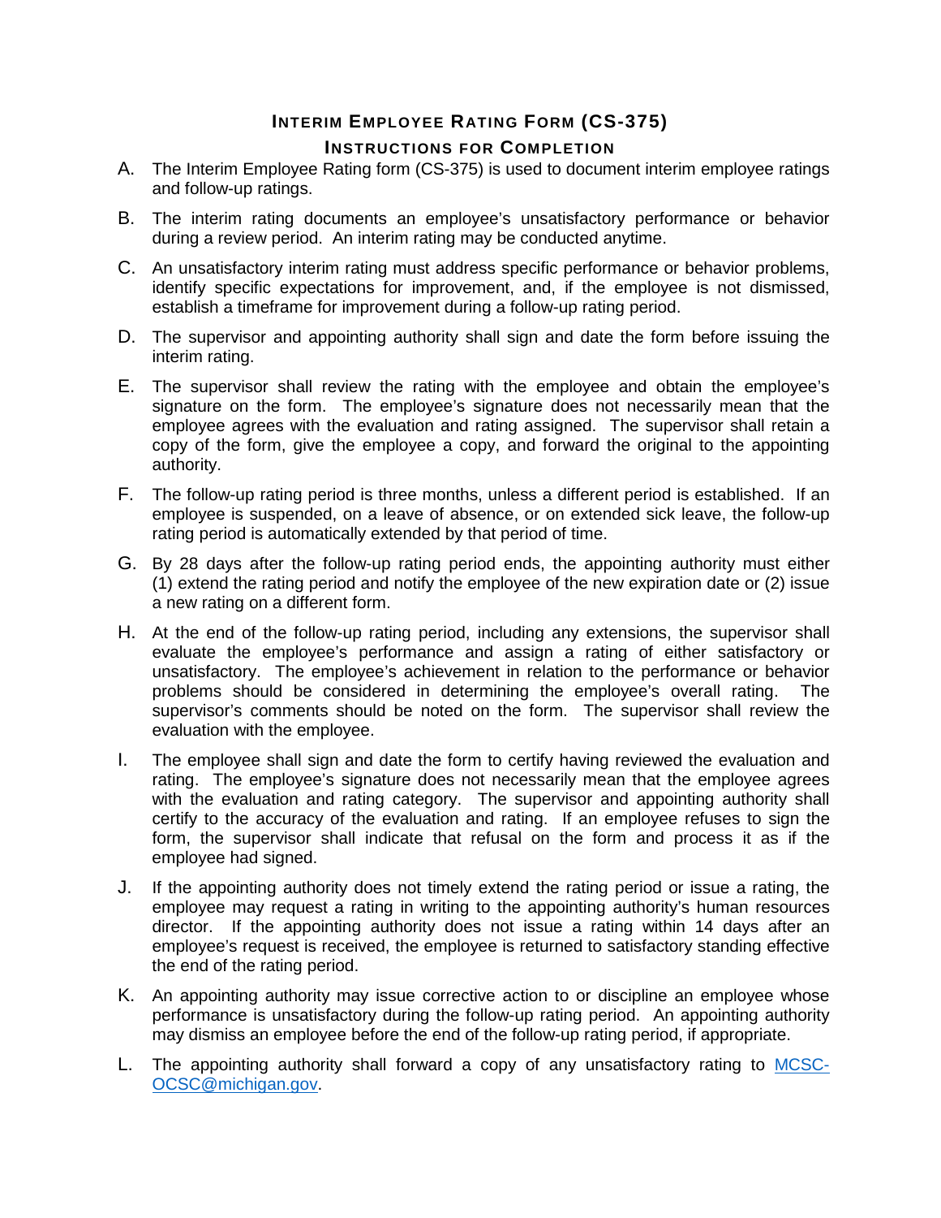# INTERIM EMPLOYEE RATING FORM (CS-375)

## INSTRUCTIONS FOR COMPLETION

A. The Interim Employee Rating form (CS-375) is used to document interim employee ratings and follow-up ratings.

B. The interim rating documents an employee's unsatisfactory performance or behavior during a review period. An interim rating may be conducted anytime.

C. An unsatisfactory interim rating must address specific performance or behavior problems, identify specific expectations for improvement, and, if the employee is not dismissed, establish a timeframe for improvement during a follow-up rating period.

D. The supervisor and appointing authority shall sign and date the form before issuing the interim rating.

E. The supervisor shall review the rating with the employee and obtain the employee's signature on the form. The employee's signature does not necessarily mean that the employee agrees with the evaluation and rating assigned. The supervisor shall retain a copy of the form, give the employee a copy, and forward the original to the appointing authority.

F. The follow-up rating period is three months, unless a different period is established. If an employee is suspended, on a leave of absence, or on extended sick leave, the follow-up rating period is automatically extended by that period of time.

G. By 28 days after the follow-up rating period ends, the appointing authority must either (1) extend the rating period and notify the employee of the new expiration date or (2) issue a new rating on a different form.

H. At the end of the follow-up rating period, including any extensions, the supervisor shall evaluate the employee's performance and assign a rating of either satisfactory or unsatisfactory. The employee's achievement in relation to the performance or behavior problems should be considered in determining the employee's overall rating. The supervisor's comments should be noted on the form. The supervisor shall review the evaluation with the employee.

I. The employee shall sign and date the form to certify having reviewed the evaluation and rating. The employee's signature does not necessarily mean that the employee agrees with the evaluation and rating category. The supervisor and appointing authority shall certify to the accuracy of the evaluation and rating. If an employee refuses to sign the form, the supervisor shall indicate that refusal on the form and process it as if the employee had signed.

J. If the appointing authority does not timely extend the rating period or issue a rating, the employee may request a rating in writing to the appointing authority's human resources director. If the appointing authority does not issue a rating within 14 days after an employee's request is received, the employee is returned to satisfactory standing effective the end of the rating period.

K. An appointing authority may issue corrective action to or discipline an employee whose performance is unsatisfactory during the follow-up rating period. An appointing authority may dismiss an employee before the end of the follow-up rating period, if appropriate.

L. The appointing authority shall forward a copy of any unsatisfactory rating to [MCSC-OCSC@michigan.gov](mailto:MCSC-OCSC@michigan.gov).